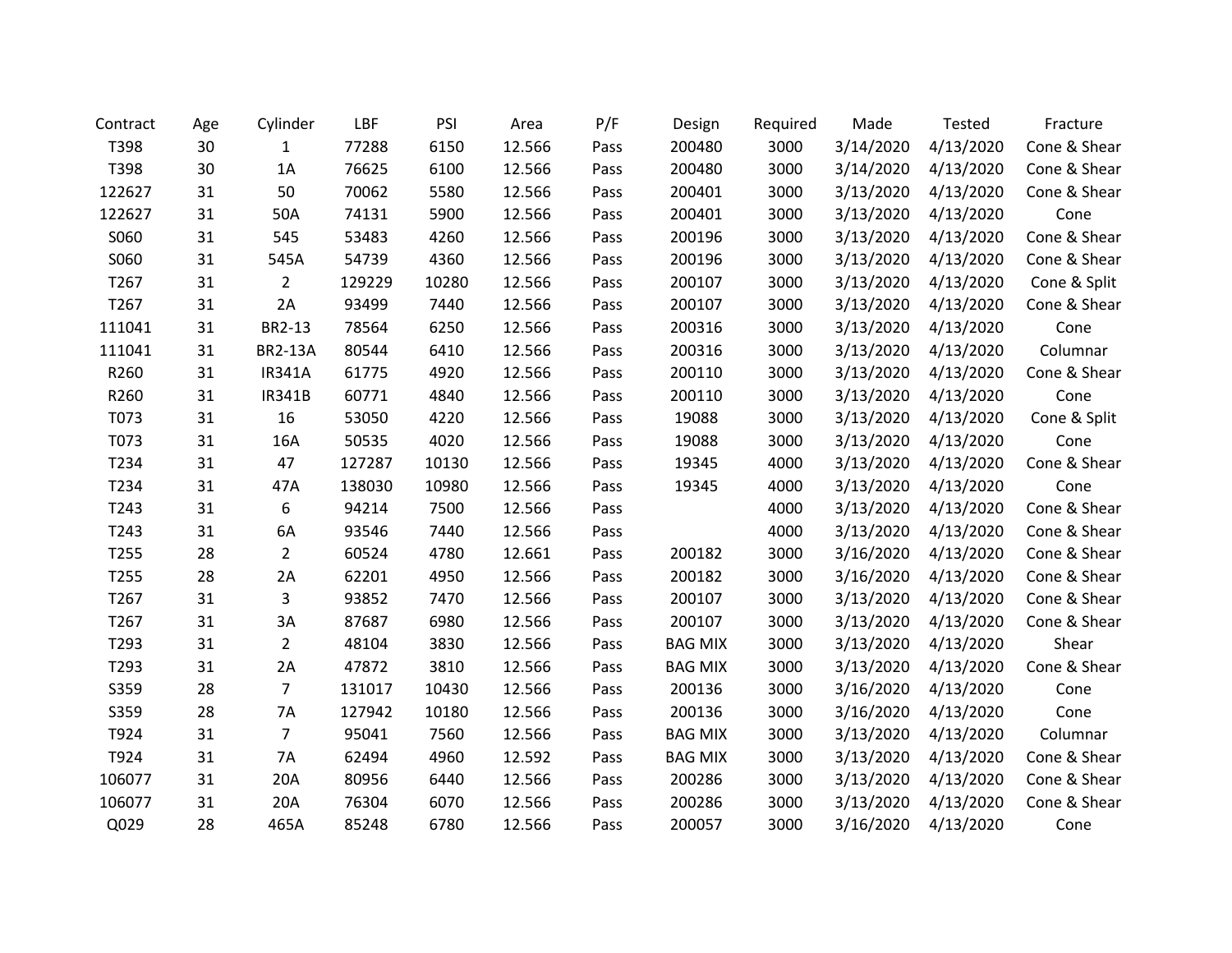| Contract | Age | Cylinder | LBF | PSI | Area | P/F | Design | Required | Made | Tested | Fracture |
|---|---|---|---|---|---|---|---|---|---|---|---|
| T398 | 30 | 1 | 77288 | 6150 | 12.566 | Pass | 200480 | 3000 | 3/14/2020 | 4/13/2020 | Cone & Shear |
| T398 | 30 | 1A | 76625 | 6100 | 12.566 | Pass | 200480 | 3000 | 3/14/2020 | 4/13/2020 | Cone & Shear |
| 122627 | 31 | 50 | 70062 | 5580 | 12.566 | Pass | 200401 | 3000 | 3/13/2020 | 4/13/2020 | Cone & Shear |
| 122627 | 31 | 50A | 74131 | 5900 | 12.566 | Pass | 200401 | 3000 | 3/13/2020 | 4/13/2020 | Cone |
| S060 | 31 | 545 | 53483 | 4260 | 12.566 | Pass | 200196 | 3000 | 3/13/2020 | 4/13/2020 | Cone & Shear |
| S060 | 31 | 545A | 54739 | 4360 | 12.566 | Pass | 200196 | 3000 | 3/13/2020 | 4/13/2020 | Cone & Shear |
| T267 | 31 | 2 | 129229 | 10280 | 12.566 | Pass | 200107 | 3000 | 3/13/2020 | 4/13/2020 | Cone & Split |
| T267 | 31 | 2A | 93499 | 7440 | 12.566 | Pass | 200107 | 3000 | 3/13/2020 | 4/13/2020 | Cone & Shear |
| 111041 | 31 | BR2-13 | 78564 | 6250 | 12.566 | Pass | 200316 | 3000 | 3/13/2020 | 4/13/2020 | Cone |
| 111041 | 31 | BR2-13A | 80544 | 6410 | 12.566 | Pass | 200316 | 3000 | 3/13/2020 | 4/13/2020 | Columnar |
| R260 | 31 | IR341A | 61775 | 4920 | 12.566 | Pass | 200110 | 3000 | 3/13/2020 | 4/13/2020 | Cone & Shear |
| R260 | 31 | IR341B | 60771 | 4840 | 12.566 | Pass | 200110 | 3000 | 3/13/2020 | 4/13/2020 | Cone |
| T073 | 31 | 16 | 53050 | 4220 | 12.566 | Pass | 19088 | 3000 | 3/13/2020 | 4/13/2020 | Cone & Split |
| T073 | 31 | 16A | 50535 | 4020 | 12.566 | Pass | 19088 | 3000 | 3/13/2020 | 4/13/2020 | Cone |
| T234 | 31 | 47 | 127287 | 10130 | 12.566 | Pass | 19345 | 4000 | 3/13/2020 | 4/13/2020 | Cone & Shear |
| T234 | 31 | 47A | 138030 | 10980 | 12.566 | Pass | 19345 | 4000 | 3/13/2020 | 4/13/2020 | Cone |
| T243 | 31 | 6 | 94214 | 7500 | 12.566 | Pass | | 4000 | 3/13/2020 | 4/13/2020 | Cone & Shear |
| T243 | 31 | 6A | 93546 | 7440 | 12.566 | Pass | | 4000 | 3/13/2020 | 4/13/2020 | Cone & Shear |
| T255 | 28 | 2 | 60524 | 4780 | 12.661 | Pass | 200182 | 3000 | 3/16/2020 | 4/13/2020 | Cone & Shear |
| T255 | 28 | 2A | 62201 | 4950 | 12.566 | Pass | 200182 | 3000 | 3/16/2020 | 4/13/2020 | Cone & Shear |
| T267 | 31 | 3 | 93852 | 7470 | 12.566 | Pass | 200107 | 3000 | 3/13/2020 | 4/13/2020 | Cone & Shear |
| T267 | 31 | 3A | 87687 | 6980 | 12.566 | Pass | 200107 | 3000 | 3/13/2020 | 4/13/2020 | Cone & Shear |
| T293 | 31 | 2 | 48104 | 3830 | 12.566 | Pass | BAG MIX | 3000 | 3/13/2020 | 4/13/2020 | Shear |
| T293 | 31 | 2A | 47872 | 3810 | 12.566 | Pass | BAG MIX | 3000 | 3/13/2020 | 4/13/2020 | Cone & Shear |
| S359 | 28 | 7 | 131017 | 10430 | 12.566 | Pass | 200136 | 3000 | 3/16/2020 | 4/13/2020 | Cone |
| S359 | 28 | 7A | 127942 | 10180 | 12.566 | Pass | 200136 | 3000 | 3/16/2020 | 4/13/2020 | Cone |
| T924 | 31 | 7 | 95041 | 7560 | 12.566 | Pass | BAG MIX | 3000 | 3/13/2020 | 4/13/2020 | Columnar |
| T924 | 31 | 7A | 62494 | 4960 | 12.592 | Pass | BAG MIX | 3000 | 3/13/2020 | 4/13/2020 | Cone & Shear |
| 106077 | 31 | 20A | 80956 | 6440 | 12.566 | Pass | 200286 | 3000 | 3/13/2020 | 4/13/2020 | Cone & Shear |
| 106077 | 31 | 20A | 76304 | 6070 | 12.566 | Pass | 200286 | 3000 | 3/13/2020 | 4/13/2020 | Cone & Shear |
| Q029 | 28 | 465A | 85248 | 6780 | 12.566 | Pass | 200057 | 3000 | 3/16/2020 | 4/13/2020 | Cone |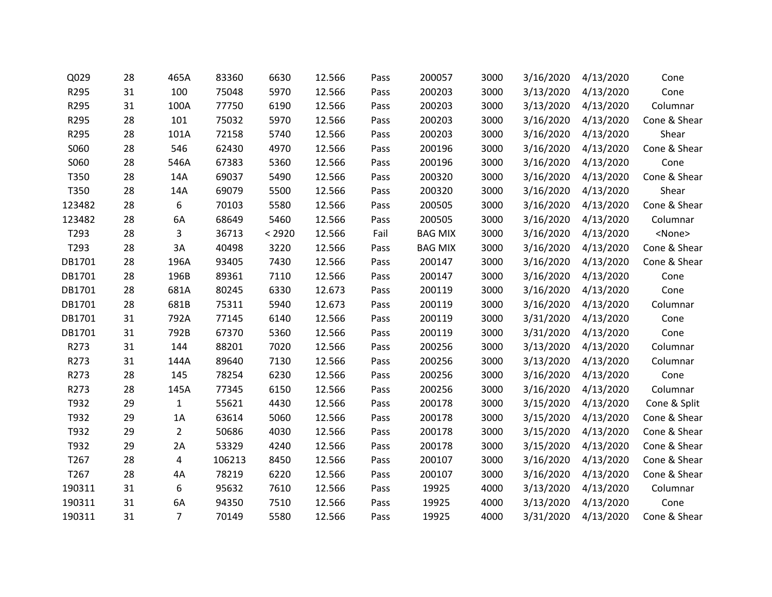| | | | | | | | | | | | |
|---|---|---|---|---|---|---|---|---|---|---|---|
| Q029 | 28 | 465A | 83360 | 6630 | 12.566 | Pass | 200057 | 3000 | 3/16/2020 | 4/13/2020 | Cone |
| R295 | 31 | 100 | 75048 | 5970 | 12.566 | Pass | 200203 | 3000 | 3/13/2020 | 4/13/2020 | Cone |
| R295 | 31 | 100A | 77750 | 6190 | 12.566 | Pass | 200203 | 3000 | 3/13/2020 | 4/13/2020 | Columnar |
| R295 | 28 | 101 | 75032 | 5970 | 12.566 | Pass | 200203 | 3000 | 3/16/2020 | 4/13/2020 | Cone & Shear |
| R295 | 28 | 101A | 72158 | 5740 | 12.566 | Pass | 200203 | 3000 | 3/16/2020 | 4/13/2020 | Shear |
| S060 | 28 | 546 | 62430 | 4970 | 12.566 | Pass | 200196 | 3000 | 3/16/2020 | 4/13/2020 | Cone & Shear |
| S060 | 28 | 546A | 67383 | 5360 | 12.566 | Pass | 200196 | 3000 | 3/16/2020 | 4/13/2020 | Cone |
| T350 | 28 | 14A | 69037 | 5490 | 12.566 | Pass | 200320 | 3000 | 3/16/2020 | 4/13/2020 | Cone & Shear |
| T350 | 28 | 14A | 69079 | 5500 | 12.566 | Pass | 200320 | 3000 | 3/16/2020 | 4/13/2020 | Shear |
| 123482 | 28 | 6 | 70103 | 5580 | 12.566 | Pass | 200505 | 3000 | 3/16/2020 | 4/13/2020 | Cone & Shear |
| 123482 | 28 | 6A | 68649 | 5460 | 12.566 | Pass | 200505 | 3000 | 3/16/2020 | 4/13/2020 | Columnar |
| T293 | 28 | 3 | 36713 | < 2920 | 12.566 | Fail | BAG MIX | 3000 | 3/16/2020 | 4/13/2020 | <None> |
| T293 | 28 | 3A | 40498 | 3220 | 12.566 | Pass | BAG MIX | 3000 | 3/16/2020 | 4/13/2020 | Cone & Shear |
| DB1701 | 28 | 196A | 93405 | 7430 | 12.566 | Pass | 200147 | 3000 | 3/16/2020 | 4/13/2020 | Cone & Shear |
| DB1701 | 28 | 196B | 89361 | 7110 | 12.566 | Pass | 200147 | 3000 | 3/16/2020 | 4/13/2020 | Cone |
| DB1701 | 28 | 681A | 80245 | 6330 | 12.673 | Pass | 200119 | 3000 | 3/16/2020 | 4/13/2020 | Cone |
| DB1701 | 28 | 681B | 75311 | 5940 | 12.673 | Pass | 200119 | 3000 | 3/16/2020 | 4/13/2020 | Columnar |
| DB1701 | 31 | 792A | 77145 | 6140 | 12.566 | Pass | 200119 | 3000 | 3/31/2020 | 4/13/2020 | Cone |
| DB1701 | 31 | 792B | 67370 | 5360 | 12.566 | Pass | 200119 | 3000 | 3/31/2020 | 4/13/2020 | Cone |
| R273 | 31 | 144 | 88201 | 7020 | 12.566 | Pass | 200256 | 3000 | 3/13/2020 | 4/13/2020 | Columnar |
| R273 | 31 | 144A | 89640 | 7130 | 12.566 | Pass | 200256 | 3000 | 3/13/2020 | 4/13/2020 | Columnar |
| R273 | 28 | 145 | 78254 | 6230 | 12.566 | Pass | 200256 | 3000 | 3/16/2020 | 4/13/2020 | Cone |
| R273 | 28 | 145A | 77345 | 6150 | 12.566 | Pass | 200256 | 3000 | 3/16/2020 | 4/13/2020 | Columnar |
| T932 | 29 | 1 | 55621 | 4430 | 12.566 | Pass | 200178 | 3000 | 3/15/2020 | 4/13/2020 | Cone & Split |
| T932 | 29 | 1A | 63614 | 5060 | 12.566 | Pass | 200178 | 3000 | 3/15/2020 | 4/13/2020 | Cone & Shear |
| T932 | 29 | 2 | 50686 | 4030 | 12.566 | Pass | 200178 | 3000 | 3/15/2020 | 4/13/2020 | Cone & Shear |
| T932 | 29 | 2A | 53329 | 4240 | 12.566 | Pass | 200178 | 3000 | 3/15/2020 | 4/13/2020 | Cone & Shear |
| T267 | 28 | 4 | 106213 | 8450 | 12.566 | Pass | 200107 | 3000 | 3/16/2020 | 4/13/2020 | Cone & Shear |
| T267 | 28 | 4A | 78219 | 6220 | 12.566 | Pass | 200107 | 3000 | 3/16/2020 | 4/13/2020 | Cone & Shear |
| 190311 | 31 | 6 | 95632 | 7610 | 12.566 | Pass | 19925 | 4000 | 3/13/2020 | 4/13/2020 | Columnar |
| 190311 | 31 | 6A | 94350 | 7510 | 12.566 | Pass | 19925 | 4000 | 3/13/2020 | 4/13/2020 | Cone |
| 190311 | 31 | 7 | 70149 | 5580 | 12.566 | Pass | 19925 | 4000 | 3/31/2020 | 4/13/2020 | Cone & Shear |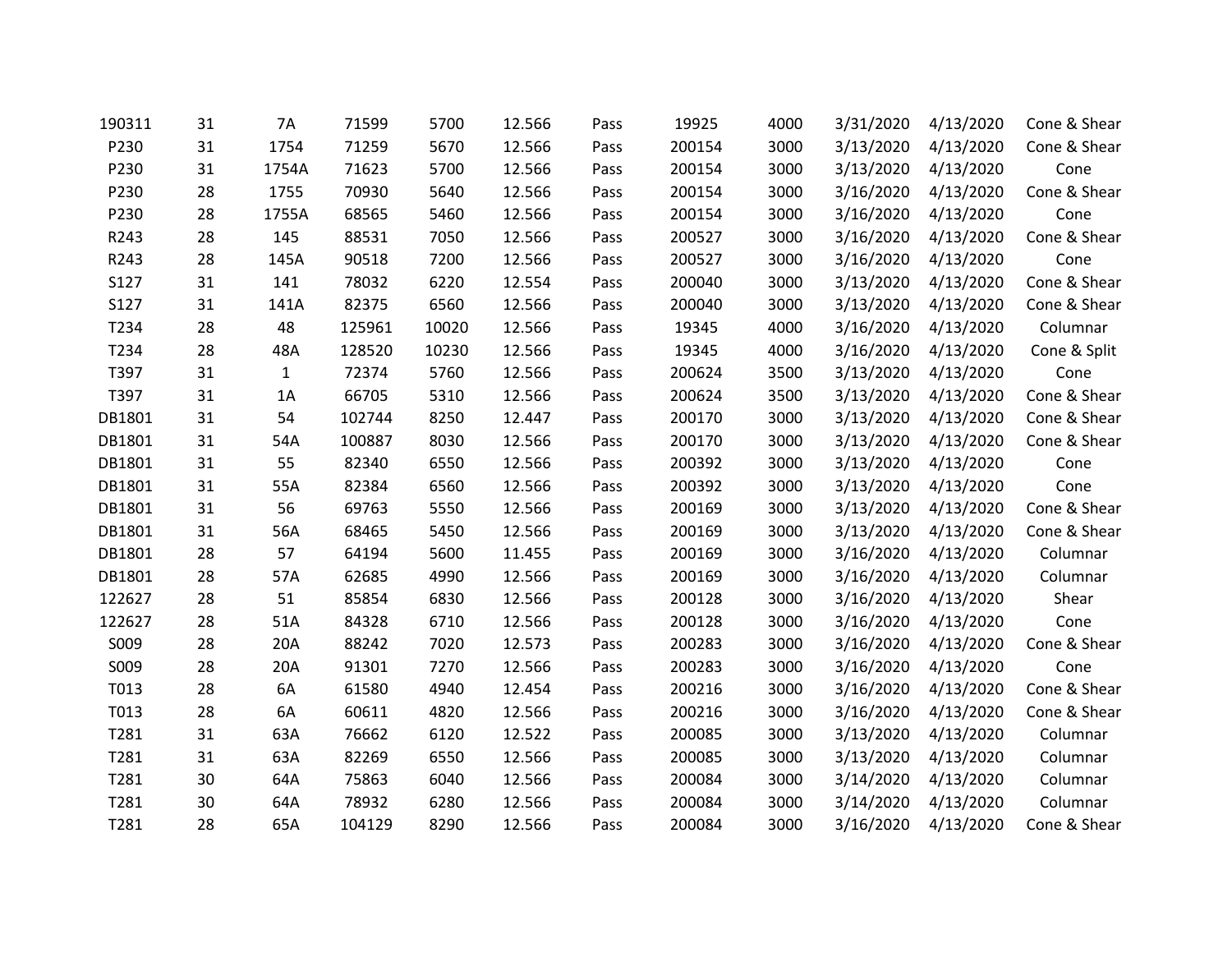| | | | | | | | | | | | |
|---|---|---|---|---|---|---|---|---|---|---|---|
| 190311 | 31 | 7A | 71599 | 5700 | 12.566 | Pass | 19925 | 4000 | 3/31/2020 | 4/13/2020 | Cone & Shear |
| P230 | 31 | 1754 | 71259 | 5670 | 12.566 | Pass | 200154 | 3000 | 3/13/2020 | 4/13/2020 | Cone & Shear |
| P230 | 31 | 1754A | 71623 | 5700 | 12.566 | Pass | 200154 | 3000 | 3/13/2020 | 4/13/2020 | Cone |
| P230 | 28 | 1755 | 70930 | 5640 | 12.566 | Pass | 200154 | 3000 | 3/16/2020 | 4/13/2020 | Cone & Shear |
| P230 | 28 | 1755A | 68565 | 5460 | 12.566 | Pass | 200154 | 3000 | 3/16/2020 | 4/13/2020 | Cone |
| R243 | 28 | 145 | 88531 | 7050 | 12.566 | Pass | 200527 | 3000 | 3/16/2020 | 4/13/2020 | Cone & Shear |
| R243 | 28 | 145A | 90518 | 7200 | 12.566 | Pass | 200527 | 3000 | 3/16/2020 | 4/13/2020 | Cone |
| S127 | 31 | 141 | 78032 | 6220 | 12.554 | Pass | 200040 | 3000 | 3/13/2020 | 4/13/2020 | Cone & Shear |
| S127 | 31 | 141A | 82375 | 6560 | 12.566 | Pass | 200040 | 3000 | 3/13/2020 | 4/13/2020 | Cone & Shear |
| T234 | 28 | 48 | 125961 | 10020 | 12.566 | Pass | 19345 | 4000 | 3/16/2020 | 4/13/2020 | Columnar |
| T234 | 28 | 48A | 128520 | 10230 | 12.566 | Pass | 19345 | 4000 | 3/16/2020 | 4/13/2020 | Cone & Split |
| T397 | 31 | 1 | 72374 | 5760 | 12.566 | Pass | 200624 | 3500 | 3/13/2020 | 4/13/2020 | Cone |
| T397 | 31 | 1A | 66705 | 5310 | 12.566 | Pass | 200624 | 3500 | 3/13/2020 | 4/13/2020 | Cone & Shear |
| DB1801 | 31 | 54 | 102744 | 8250 | 12.447 | Pass | 200170 | 3000 | 3/13/2020 | 4/13/2020 | Cone & Shear |
| DB1801 | 31 | 54A | 100887 | 8030 | 12.566 | Pass | 200170 | 3000 | 3/13/2020 | 4/13/2020 | Cone & Shear |
| DB1801 | 31 | 55 | 82340 | 6550 | 12.566 | Pass | 200392 | 3000 | 3/13/2020 | 4/13/2020 | Cone |
| DB1801 | 31 | 55A | 82384 | 6560 | 12.566 | Pass | 200392 | 3000 | 3/13/2020 | 4/13/2020 | Cone |
| DB1801 | 31 | 56 | 69763 | 5550 | 12.566 | Pass | 200169 | 3000 | 3/13/2020 | 4/13/2020 | Cone & Shear |
| DB1801 | 31 | 56A | 68465 | 5450 | 12.566 | Pass | 200169 | 3000 | 3/13/2020 | 4/13/2020 | Cone & Shear |
| DB1801 | 28 | 57 | 64194 | 5600 | 11.455 | Pass | 200169 | 3000 | 3/16/2020 | 4/13/2020 | Columnar |
| DB1801 | 28 | 57A | 62685 | 4990 | 12.566 | Pass | 200169 | 3000 | 3/16/2020 | 4/13/2020 | Columnar |
| 122627 | 28 | 51 | 85854 | 6830 | 12.566 | Pass | 200128 | 3000 | 3/16/2020 | 4/13/2020 | Shear |
| 122627 | 28 | 51A | 84328 | 6710 | 12.566 | Pass | 200128 | 3000 | 3/16/2020 | 4/13/2020 | Cone |
| S009 | 28 | 20A | 88242 | 7020 | 12.573 | Pass | 200283 | 3000 | 3/16/2020 | 4/13/2020 | Cone & Shear |
| S009 | 28 | 20A | 91301 | 7270 | 12.566 | Pass | 200283 | 3000 | 3/16/2020 | 4/13/2020 | Cone |
| T013 | 28 | 6A | 61580 | 4940 | 12.454 | Pass | 200216 | 3000 | 3/16/2020 | 4/13/2020 | Cone & Shear |
| T013 | 28 | 6A | 60611 | 4820 | 12.566 | Pass | 200216 | 3000 | 3/16/2020 | 4/13/2020 | Cone & Shear |
| T281 | 31 | 63A | 76662 | 6120 | 12.522 | Pass | 200085 | 3000 | 3/13/2020 | 4/13/2020 | Columnar |
| T281 | 31 | 63A | 82269 | 6550 | 12.566 | Pass | 200085 | 3000 | 3/13/2020 | 4/13/2020 | Columnar |
| T281 | 30 | 64A | 75863 | 6040 | 12.566 | Pass | 200084 | 3000 | 3/14/2020 | 4/13/2020 | Columnar |
| T281 | 30 | 64A | 78932 | 6280 | 12.566 | Pass | 200084 | 3000 | 3/14/2020 | 4/13/2020 | Columnar |
| T281 | 28 | 65A | 104129 | 8290 | 12.566 | Pass | 200084 | 3000 | 3/16/2020 | 4/13/2020 | Cone & Shear |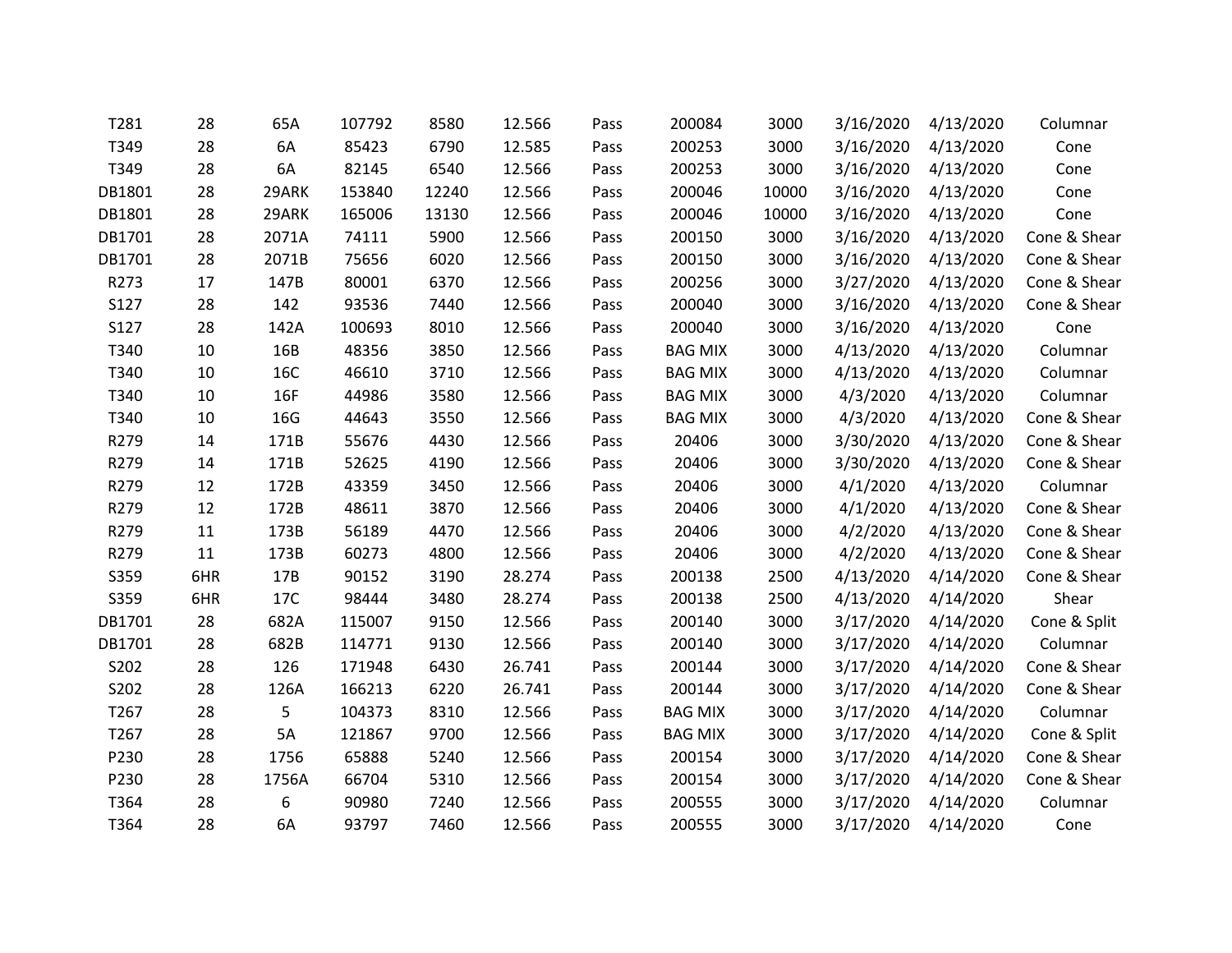| | | | | | | | | | | | |
|---|---|---|---|---|---|---|---|---|---|---|---|
| T281 | 28 | 65A | 107792 | 8580 | 12.566 | Pass | 200084 | 3000 | 3/16/2020 | 4/13/2020 | Columnar |
| T349 | 28 | 6A | 85423 | 6790 | 12.585 | Pass | 200253 | 3000 | 3/16/2020 | 4/13/2020 | Cone |
| T349 | 28 | 6A | 82145 | 6540 | 12.566 | Pass | 200253 | 3000 | 3/16/2020 | 4/13/2020 | Cone |
| DB1801 | 28 | 29ARK | 153840 | 12240 | 12.566 | Pass | 200046 | 10000 | 3/16/2020 | 4/13/2020 | Cone |
| DB1801 | 28 | 29ARK | 165006 | 13130 | 12.566 | Pass | 200046 | 10000 | 3/16/2020 | 4/13/2020 | Cone |
| DB1701 | 28 | 2071A | 74111 | 5900 | 12.566 | Pass | 200150 | 3000 | 3/16/2020 | 4/13/2020 | Cone & Shear |
| DB1701 | 28 | 2071B | 75656 | 6020 | 12.566 | Pass | 200150 | 3000 | 3/16/2020 | 4/13/2020 | Cone & Shear |
| R273 | 17 | 147B | 80001 | 6370 | 12.566 | Pass | 200256 | 3000 | 3/27/2020 | 4/13/2020 | Cone & Shear |
| S127 | 28 | 142 | 93536 | 7440 | 12.566 | Pass | 200040 | 3000 | 3/16/2020 | 4/13/2020 | Cone & Shear |
| S127 | 28 | 142A | 100693 | 8010 | 12.566 | Pass | 200040 | 3000 | 3/16/2020 | 4/13/2020 | Cone |
| T340 | 10 | 16B | 48356 | 3850 | 12.566 | Pass | BAG MIX | 3000 | 4/13/2020 | 4/13/2020 | Columnar |
| T340 | 10 | 16C | 46610 | 3710 | 12.566 | Pass | BAG MIX | 3000 | 4/13/2020 | 4/13/2020 | Columnar |
| T340 | 10 | 16F | 44986 | 3580 | 12.566 | Pass | BAG MIX | 3000 | 4/3/2020 | 4/13/2020 | Columnar |
| T340 | 10 | 16G | 44643 | 3550 | 12.566 | Pass | BAG MIX | 3000 | 4/3/2020 | 4/13/2020 | Cone & Shear |
| R279 | 14 | 171B | 55676 | 4430 | 12.566 | Pass | 20406 | 3000 | 3/30/2020 | 4/13/2020 | Cone & Shear |
| R279 | 14 | 171B | 52625 | 4190 | 12.566 | Pass | 20406 | 3000 | 3/30/2020 | 4/13/2020 | Cone & Shear |
| R279 | 12 | 172B | 43359 | 3450 | 12.566 | Pass | 20406 | 3000 | 4/1/2020 | 4/13/2020 | Columnar |
| R279 | 12 | 172B | 48611 | 3870 | 12.566 | Pass | 20406 | 3000 | 4/1/2020 | 4/13/2020 | Cone & Shear |
| R279 | 11 | 173B | 56189 | 4470 | 12.566 | Pass | 20406 | 3000 | 4/2/2020 | 4/13/2020 | Cone & Shear |
| R279 | 11 | 173B | 60273 | 4800 | 12.566 | Pass | 20406 | 3000 | 4/2/2020 | 4/13/2020 | Cone & Shear |
| S359 | 6HR | 17B | 90152 | 3190 | 28.274 | Pass | 200138 | 2500 | 4/13/2020 | 4/14/2020 | Cone & Shear |
| S359 | 6HR | 17C | 98444 | 3480 | 28.274 | Pass | 200138 | 2500 | 4/13/2020 | 4/14/2020 | Shear |
| DB1701 | 28 | 682A | 115007 | 9150 | 12.566 | Pass | 200140 | 3000 | 3/17/2020 | 4/14/2020 | Cone & Split |
| DB1701 | 28 | 682B | 114771 | 9130 | 12.566 | Pass | 200140 | 3000 | 3/17/2020 | 4/14/2020 | Columnar |
| S202 | 28 | 126 | 171948 | 6430 | 26.741 | Pass | 200144 | 3000 | 3/17/2020 | 4/14/2020 | Cone & Shear |
| S202 | 28 | 126A | 166213 | 6220 | 26.741 | Pass | 200144 | 3000 | 3/17/2020 | 4/14/2020 | Cone & Shear |
| T267 | 28 | 5 | 104373 | 8310 | 12.566 | Pass | BAG MIX | 3000 | 3/17/2020 | 4/14/2020 | Columnar |
| T267 | 28 | 5A | 121867 | 9700 | 12.566 | Pass | BAG MIX | 3000 | 3/17/2020 | 4/14/2020 | Cone & Split |
| P230 | 28 | 1756 | 65888 | 5240 | 12.566 | Pass | 200154 | 3000 | 3/17/2020 | 4/14/2020 | Cone & Shear |
| P230 | 28 | 1756A | 66704 | 5310 | 12.566 | Pass | 200154 | 3000 | 3/17/2020 | 4/14/2020 | Cone & Shear |
| T364 | 28 | 6 | 90980 | 7240 | 12.566 | Pass | 200555 | 3000 | 3/17/2020 | 4/14/2020 | Columnar |
| T364 | 28 | 6A | 93797 | 7460 | 12.566 | Pass | 200555 | 3000 | 3/17/2020 | 4/14/2020 | Cone |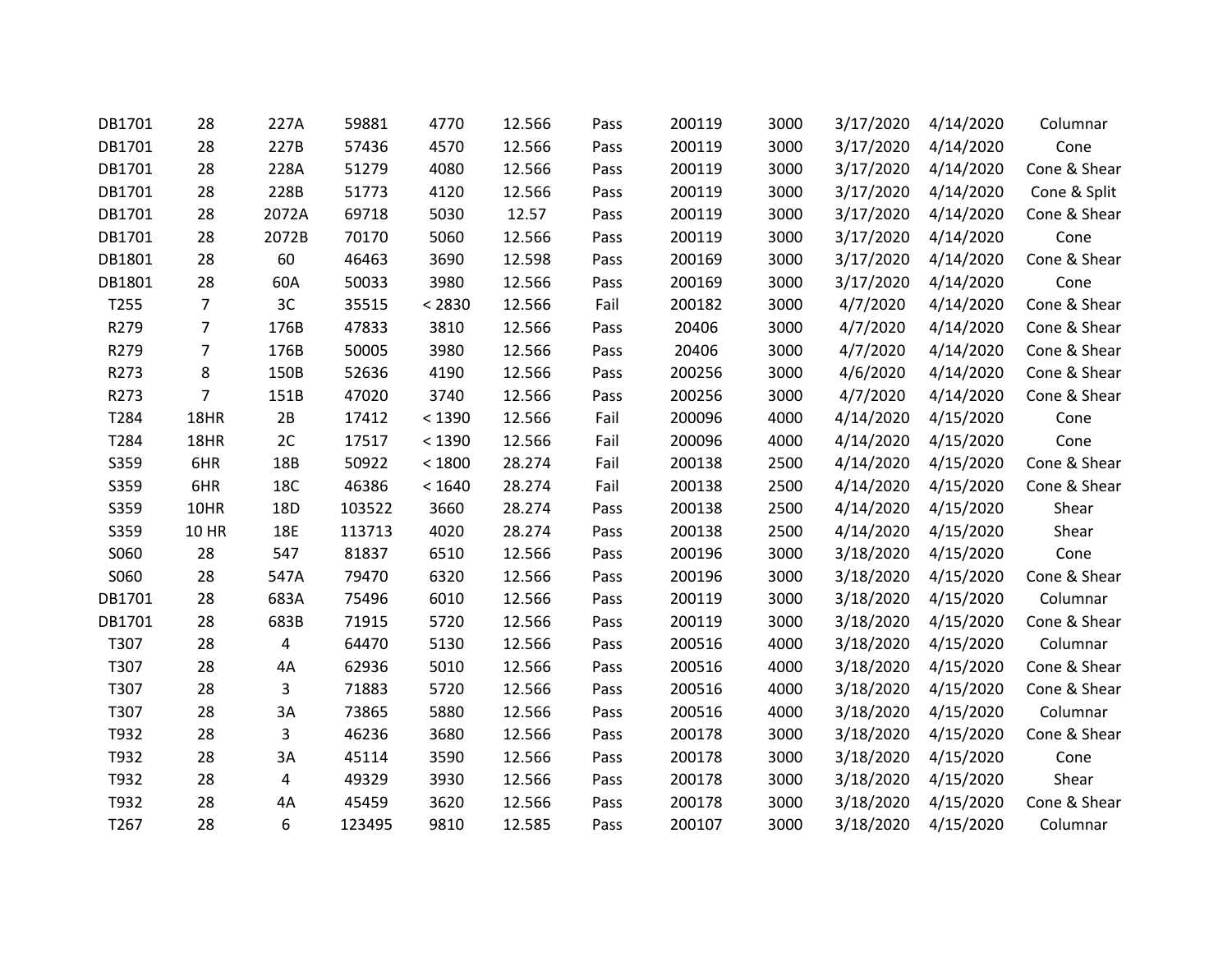| | | | | | | | | | | | |
|---|---|---|---|---|---|---|---|---|---|---|---|
| DB1701 | 28 | 227A | 59881 | 4770 | 12.566 | Pass | 200119 | 3000 | 3/17/2020 | 4/14/2020 | Columnar |
| DB1701 | 28 | 227B | 57436 | 4570 | 12.566 | Pass | 200119 | 3000 | 3/17/2020 | 4/14/2020 | Cone |
| DB1701 | 28 | 228A | 51279 | 4080 | 12.566 | Pass | 200119 | 3000 | 3/17/2020 | 4/14/2020 | Cone & Shear |
| DB1701 | 28 | 228B | 51773 | 4120 | 12.566 | Pass | 200119 | 3000 | 3/17/2020 | 4/14/2020 | Cone & Split |
| DB1701 | 28 | 2072A | 69718 | 5030 | 12.57 | Pass | 200119 | 3000 | 3/17/2020 | 4/14/2020 | Cone & Shear |
| DB1701 | 28 | 2072B | 70170 | 5060 | 12.566 | Pass | 200119 | 3000 | 3/17/2020 | 4/14/2020 | Cone |
| DB1801 | 28 | 60 | 46463 | 3690 | 12.598 | Pass | 200169 | 3000 | 3/17/2020 | 4/14/2020 | Cone & Shear |
| DB1801 | 28 | 60A | 50033 | 3980 | 12.566 | Pass | 200169 | 3000 | 3/17/2020 | 4/14/2020 | Cone |
| T255 | 7 | 3C | 35515 | < 2830 | 12.566 | Fail | 200182 | 3000 | 4/7/2020 | 4/14/2020 | Cone & Shear |
| R279 | 7 | 176B | 47833 | 3810 | 12.566 | Pass | 20406 | 3000 | 4/7/2020 | 4/14/2020 | Cone & Shear |
| R279 | 7 | 176B | 50005 | 3980 | 12.566 | Pass | 20406 | 3000 | 4/7/2020 | 4/14/2020 | Cone & Shear |
| R273 | 8 | 150B | 52636 | 4190 | 12.566 | Pass | 200256 | 3000 | 4/6/2020 | 4/14/2020 | Cone & Shear |
| R273 | 7 | 151B | 47020 | 3740 | 12.566 | Pass | 200256 | 3000 | 4/7/2020 | 4/14/2020 | Cone & Shear |
| T284 | 18HR | 2B | 17412 | < 1390 | 12.566 | Fail | 200096 | 4000 | 4/14/2020 | 4/15/2020 | Cone |
| T284 | 18HR | 2C | 17517 | < 1390 | 12.566 | Fail | 200096 | 4000 | 4/14/2020 | 4/15/2020 | Cone |
| S359 | 6HR | 18B | 50922 | < 1800 | 28.274 | Fail | 200138 | 2500 | 4/14/2020 | 4/15/2020 | Cone & Shear |
| S359 | 6HR | 18C | 46386 | < 1640 | 28.274 | Fail | 200138 | 2500 | 4/14/2020 | 4/15/2020 | Cone & Shear |
| S359 | 10HR | 18D | 103522 | 3660 | 28.274 | Pass | 200138 | 2500 | 4/14/2020 | 4/15/2020 | Shear |
| S359 | 10 HR | 18E | 113713 | 4020 | 28.274 | Pass | 200138 | 2500 | 4/14/2020 | 4/15/2020 | Shear |
| S060 | 28 | 547 | 81837 | 6510 | 12.566 | Pass | 200196 | 3000 | 3/18/2020 | 4/15/2020 | Cone |
| S060 | 28 | 547A | 79470 | 6320 | 12.566 | Pass | 200196 | 3000 | 3/18/2020 | 4/15/2020 | Cone & Shear |
| DB1701 | 28 | 683A | 75496 | 6010 | 12.566 | Pass | 200119 | 3000 | 3/18/2020 | 4/15/2020 | Columnar |
| DB1701 | 28 | 683B | 71915 | 5720 | 12.566 | Pass | 200119 | 3000 | 3/18/2020 | 4/15/2020 | Cone & Shear |
| T307 | 28 | 4 | 64470 | 5130 | 12.566 | Pass | 200516 | 4000 | 3/18/2020 | 4/15/2020 | Columnar |
| T307 | 28 | 4A | 62936 | 5010 | 12.566 | Pass | 200516 | 4000 | 3/18/2020 | 4/15/2020 | Cone & Shear |
| T307 | 28 | 3 | 71883 | 5720 | 12.566 | Pass | 200516 | 4000 | 3/18/2020 | 4/15/2020 | Cone & Shear |
| T307 | 28 | 3A | 73865 | 5880 | 12.566 | Pass | 200516 | 4000 | 3/18/2020 | 4/15/2020 | Columnar |
| T932 | 28 | 3 | 46236 | 3680 | 12.566 | Pass | 200178 | 3000 | 3/18/2020 | 4/15/2020 | Cone & Shear |
| T932 | 28 | 3A | 45114 | 3590 | 12.566 | Pass | 200178 | 3000 | 3/18/2020 | 4/15/2020 | Cone |
| T932 | 28 | 4 | 49329 | 3930 | 12.566 | Pass | 200178 | 3000 | 3/18/2020 | 4/15/2020 | Shear |
| T932 | 28 | 4A | 45459 | 3620 | 12.566 | Pass | 200178 | 3000 | 3/18/2020 | 4/15/2020 | Cone & Shear |
| T267 | 28 | 6 | 123495 | 9810 | 12.585 | Pass | 200107 | 3000 | 3/18/2020 | 4/15/2020 | Columnar |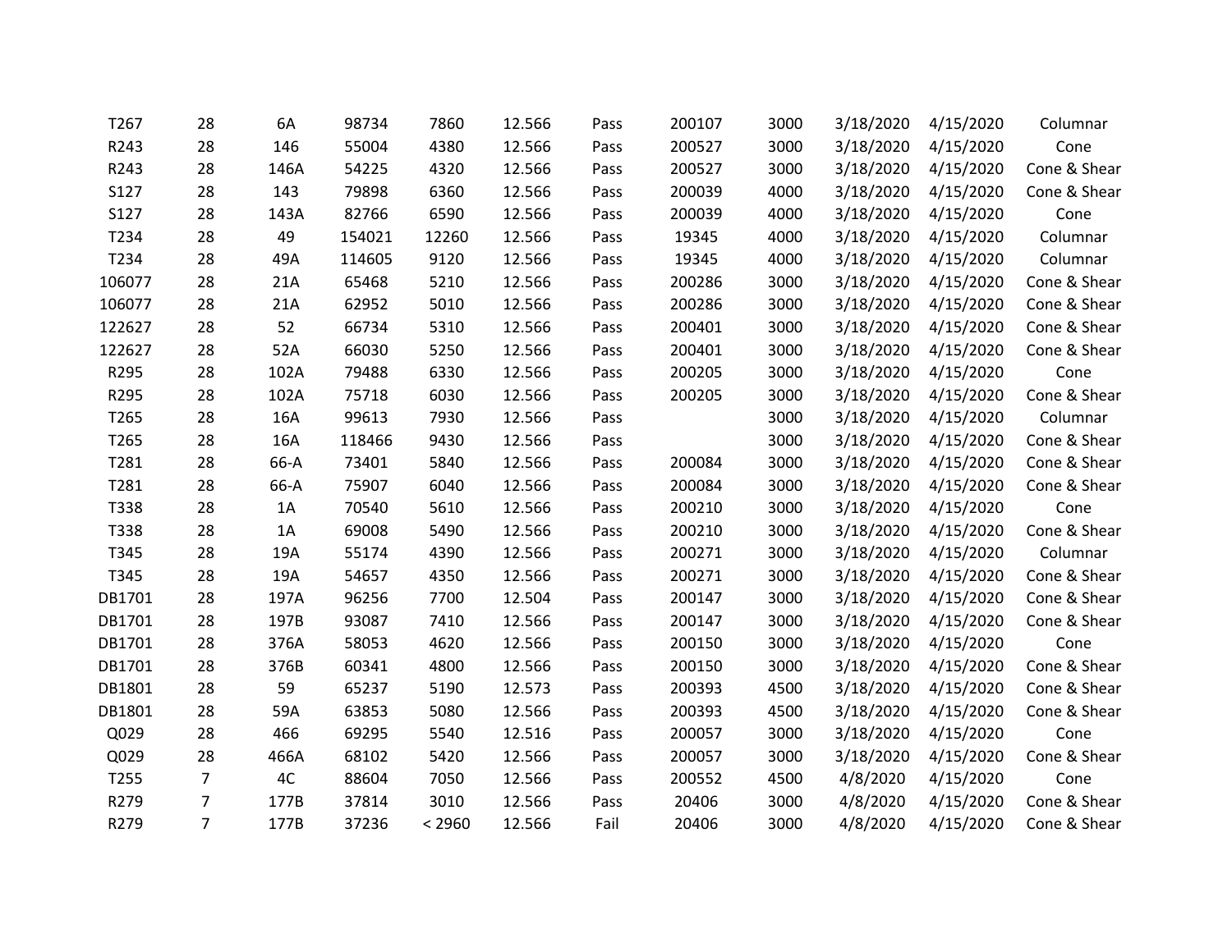| | | | | | | | | | | | |
|---|---|---|---|---|---|---|---|---|---|---|---|
| T267 | 28 | 6A | 98734 | 7860 | 12.566 | Pass | 200107 | 3000 | 3/18/2020 | 4/15/2020 | Columnar |
| R243 | 28 | 146 | 55004 | 4380 | 12.566 | Pass | 200527 | 3000 | 3/18/2020 | 4/15/2020 | Cone |
| R243 | 28 | 146A | 54225 | 4320 | 12.566 | Pass | 200527 | 3000 | 3/18/2020 | 4/15/2020 | Cone & Shear |
| S127 | 28 | 143 | 79898 | 6360 | 12.566 | Pass | 200039 | 4000 | 3/18/2020 | 4/15/2020 | Cone & Shear |
| S127 | 28 | 143A | 82766 | 6590 | 12.566 | Pass | 200039 | 4000 | 3/18/2020 | 4/15/2020 | Cone |
| T234 | 28 | 49 | 154021 | 12260 | 12.566 | Pass | 19345 | 4000 | 3/18/2020 | 4/15/2020 | Columnar |
| T234 | 28 | 49A | 114605 | 9120 | 12.566 | Pass | 19345 | 4000 | 3/18/2020 | 4/15/2020 | Columnar |
| 106077 | 28 | 21A | 65468 | 5210 | 12.566 | Pass | 200286 | 3000 | 3/18/2020 | 4/15/2020 | Cone & Shear |
| 106077 | 28 | 21A | 62952 | 5010 | 12.566 | Pass | 200286 | 3000 | 3/18/2020 | 4/15/2020 | Cone & Shear |
| 122627 | 28 | 52 | 66734 | 5310 | 12.566 | Pass | 200401 | 3000 | 3/18/2020 | 4/15/2020 | Cone & Shear |
| 122627 | 28 | 52A | 66030 | 5250 | 12.566 | Pass | 200401 | 3000 | 3/18/2020 | 4/15/2020 | Cone & Shear |
| R295 | 28 | 102A | 79488 | 6330 | 12.566 | Pass | 200205 | 3000 | 3/18/2020 | 4/15/2020 | Cone |
| R295 | 28 | 102A | 75718 | 6030 | 12.566 | Pass | 200205 | 3000 | 3/18/2020 | 4/15/2020 | Cone & Shear |
| T265 | 28 | 16A | 99613 | 7930 | 12.566 | Pass | | 3000 | 3/18/2020 | 4/15/2020 | Columnar |
| T265 | 28 | 16A | 118466 | 9430 | 12.566 | Pass | | 3000 | 3/18/2020 | 4/15/2020 | Cone & Shear |
| T281 | 28 | 66-A | 73401 | 5840 | 12.566 | Pass | 200084 | 3000 | 3/18/2020 | 4/15/2020 | Cone & Shear |
| T281 | 28 | 66-A | 75907 | 6040 | 12.566 | Pass | 200084 | 3000 | 3/18/2020 | 4/15/2020 | Cone & Shear |
| T338 | 28 | 1A | 70540 | 5610 | 12.566 | Pass | 200210 | 3000 | 3/18/2020 | 4/15/2020 | Cone |
| T338 | 28 | 1A | 69008 | 5490 | 12.566 | Pass | 200210 | 3000 | 3/18/2020 | 4/15/2020 | Cone & Shear |
| T345 | 28 | 19A | 55174 | 4390 | 12.566 | Pass | 200271 | 3000 | 3/18/2020 | 4/15/2020 | Columnar |
| T345 | 28 | 19A | 54657 | 4350 | 12.566 | Pass | 200271 | 3000 | 3/18/2020 | 4/15/2020 | Cone & Shear |
| DB1701 | 28 | 197A | 96256 | 7700 | 12.504 | Pass | 200147 | 3000 | 3/18/2020 | 4/15/2020 | Cone & Shear |
| DB1701 | 28 | 197B | 93087 | 7410 | 12.566 | Pass | 200147 | 3000 | 3/18/2020 | 4/15/2020 | Cone & Shear |
| DB1701 | 28 | 376A | 58053 | 4620 | 12.566 | Pass | 200150 | 3000 | 3/18/2020 | 4/15/2020 | Cone |
| DB1701 | 28 | 376B | 60341 | 4800 | 12.566 | Pass | 200150 | 3000 | 3/18/2020 | 4/15/2020 | Cone & Shear |
| DB1801 | 28 | 59 | 65237 | 5190 | 12.573 | Pass | 200393 | 4500 | 3/18/2020 | 4/15/2020 | Cone & Shear |
| DB1801 | 28 | 59A | 63853 | 5080 | 12.566 | Pass | 200393 | 4500 | 3/18/2020 | 4/15/2020 | Cone & Shear |
| Q029 | 28 | 466 | 69295 | 5540 | 12.516 | Pass | 200057 | 3000 | 3/18/2020 | 4/15/2020 | Cone |
| Q029 | 28 | 466A | 68102 | 5420 | 12.566 | Pass | 200057 | 3000 | 3/18/2020 | 4/15/2020 | Cone & Shear |
| T255 | 7 | 4C | 88604 | 7050 | 12.566 | Pass | 200552 | 4500 | 4/8/2020 | 4/15/2020 | Cone |
| R279 | 7 | 177B | 37814 | 3010 | 12.566 | Pass | 20406 | 3000 | 4/8/2020 | 4/15/2020 | Cone & Shear |
| R279 | 7 | 177B | 37236 | < 2960 | 12.566 | Fail | 20406 | 3000 | 4/8/2020 | 4/15/2020 | Cone & Shear |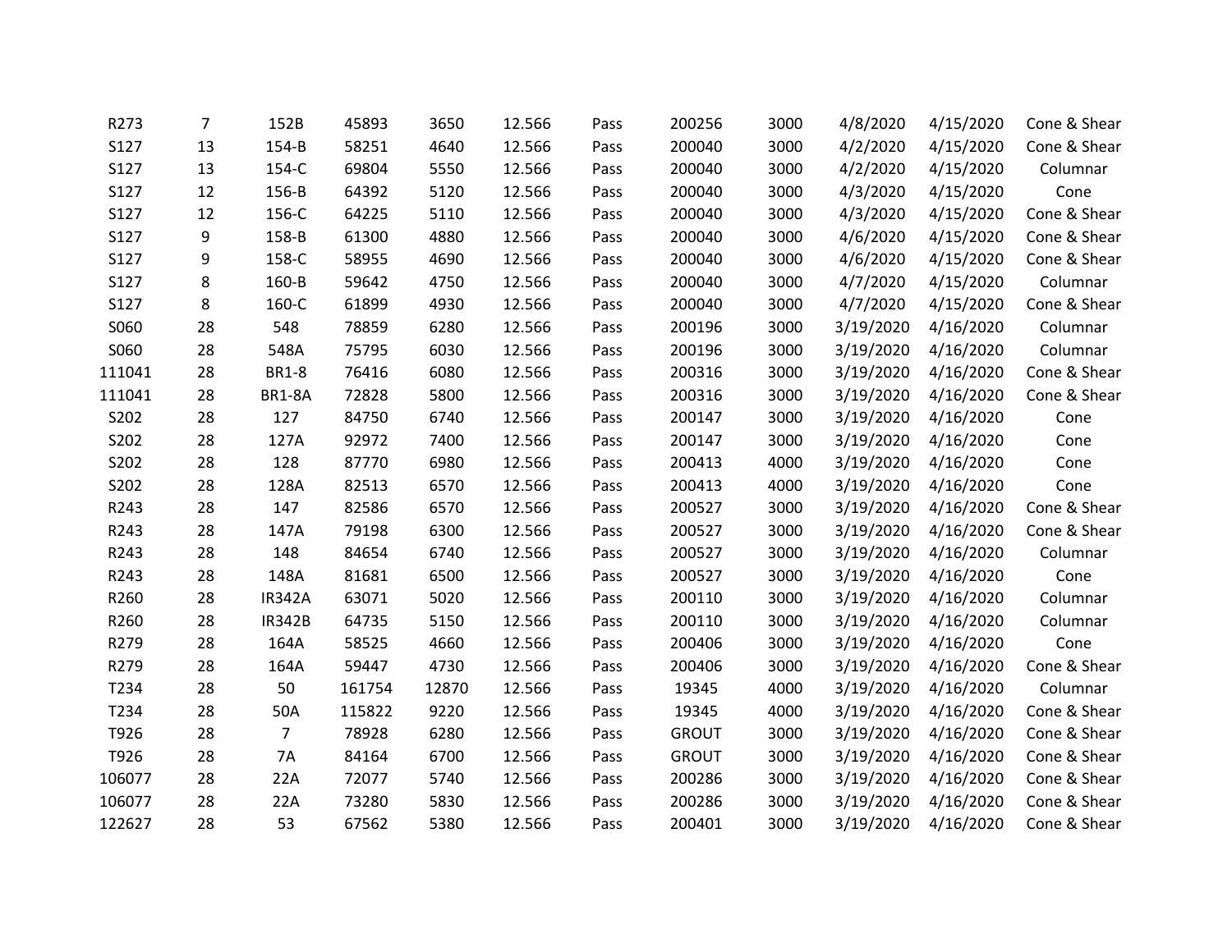| | | | | | | | | | | | |
|---|---|---|---|---|---|---|---|---|---|---|---|
| R273 | 7 | 152B | 45893 | 3650 | 12.566 | Pass | 200256 | 3000 | 4/8/2020 | 4/15/2020 | Cone & Shear |
| S127 | 13 | 154-B | 58251 | 4640 | 12.566 | Pass | 200040 | 3000 | 4/2/2020 | 4/15/2020 | Cone & Shear |
| S127 | 13 | 154-C | 69804 | 5550 | 12.566 | Pass | 200040 | 3000 | 4/2/2020 | 4/15/2020 | Columnar |
| S127 | 12 | 156-B | 64392 | 5120 | 12.566 | Pass | 200040 | 3000 | 4/3/2020 | 4/15/2020 | Cone |
| S127 | 12 | 156-C | 64225 | 5110 | 12.566 | Pass | 200040 | 3000 | 4/3/2020 | 4/15/2020 | Cone & Shear |
| S127 | 9 | 158-B | 61300 | 4880 | 12.566 | Pass | 200040 | 3000 | 4/6/2020 | 4/15/2020 | Cone & Shear |
| S127 | 9 | 158-C | 58955 | 4690 | 12.566 | Pass | 200040 | 3000 | 4/6/2020 | 4/15/2020 | Cone & Shear |
| S127 | 8 | 160-B | 59642 | 4750 | 12.566 | Pass | 200040 | 3000 | 4/7/2020 | 4/15/2020 | Columnar |
| S127 | 8 | 160-C | 61899 | 4930 | 12.566 | Pass | 200040 | 3000 | 4/7/2020 | 4/15/2020 | Cone & Shear |
| S060 | 28 | 548 | 78859 | 6280 | 12.566 | Pass | 200196 | 3000 | 3/19/2020 | 4/16/2020 | Columnar |
| S060 | 28 | 548A | 75795 | 6030 | 12.566 | Pass | 200196 | 3000 | 3/19/2020 | 4/16/2020 | Columnar |
| 111041 | 28 | BR1-8 | 76416 | 6080 | 12.566 | Pass | 200316 | 3000 | 3/19/2020 | 4/16/2020 | Cone & Shear |
| 111041 | 28 | BR1-8A | 72828 | 5800 | 12.566 | Pass | 200316 | 3000 | 3/19/2020 | 4/16/2020 | Cone & Shear |
| S202 | 28 | 127 | 84750 | 6740 | 12.566 | Pass | 200147 | 3000 | 3/19/2020 | 4/16/2020 | Cone |
| S202 | 28 | 127A | 92972 | 7400 | 12.566 | Pass | 200147 | 3000 | 3/19/2020 | 4/16/2020 | Cone |
| S202 | 28 | 128 | 87770 | 6980 | 12.566 | Pass | 200413 | 4000 | 3/19/2020 | 4/16/2020 | Cone |
| S202 | 28 | 128A | 82513 | 6570 | 12.566 | Pass | 200413 | 4000 | 3/19/2020 | 4/16/2020 | Cone |
| R243 | 28 | 147 | 82586 | 6570 | 12.566 | Pass | 200527 | 3000 | 3/19/2020 | 4/16/2020 | Cone & Shear |
| R243 | 28 | 147A | 79198 | 6300 | 12.566 | Pass | 200527 | 3000 | 3/19/2020 | 4/16/2020 | Cone & Shear |
| R243 | 28 | 148 | 84654 | 6740 | 12.566 | Pass | 200527 | 3000 | 3/19/2020 | 4/16/2020 | Columnar |
| R243 | 28 | 148A | 81681 | 6500 | 12.566 | Pass | 200527 | 3000 | 3/19/2020 | 4/16/2020 | Cone |
| R260 | 28 | IR342A | 63071 | 5020 | 12.566 | Pass | 200110 | 3000 | 3/19/2020 | 4/16/2020 | Columnar |
| R260 | 28 | IR342B | 64735 | 5150 | 12.566 | Pass | 200110 | 3000 | 3/19/2020 | 4/16/2020 | Columnar |
| R279 | 28 | 164A | 58525 | 4660 | 12.566 | Pass | 200406 | 3000 | 3/19/2020 | 4/16/2020 | Cone |
| R279 | 28 | 164A | 59447 | 4730 | 12.566 | Pass | 200406 | 3000 | 3/19/2020 | 4/16/2020 | Cone & Shear |
| T234 | 28 | 50 | 161754 | 12870 | 12.566 | Pass | 19345 | 4000 | 3/19/2020 | 4/16/2020 | Columnar |
| T234 | 28 | 50A | 115822 | 9220 | 12.566 | Pass | 19345 | 4000 | 3/19/2020 | 4/16/2020 | Cone & Shear |
| T926 | 28 | 7 | 78928 | 6280 | 12.566 | Pass | GROUT | 3000 | 3/19/2020 | 4/16/2020 | Cone & Shear |
| T926 | 28 | 7A | 84164 | 6700 | 12.566 | Pass | GROUT | 3000 | 3/19/2020 | 4/16/2020 | Cone & Shear |
| 106077 | 28 | 22A | 72077 | 5740 | 12.566 | Pass | 200286 | 3000 | 3/19/2020 | 4/16/2020 | Cone & Shear |
| 106077 | 28 | 22A | 73280 | 5830 | 12.566 | Pass | 200286 | 3000 | 3/19/2020 | 4/16/2020 | Cone & Shear |
| 122627 | 28 | 53 | 67562 | 5380 | 12.566 | Pass | 200401 | 3000 | 3/19/2020 | 4/16/2020 | Cone & Shear |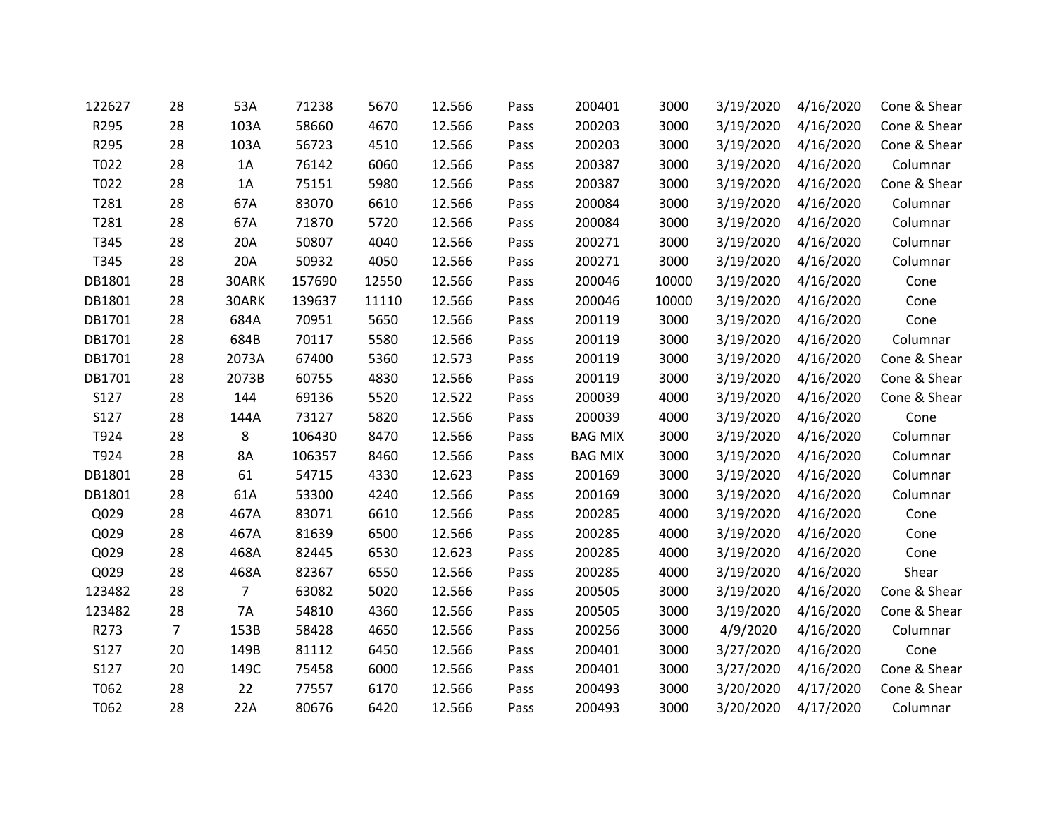| | | | | | | | | | | | |
|---|---|---|---|---|---|---|---|---|---|---|---|
| 122627 | 28 | 53A | 71238 | 5670 | 12.566 | Pass | 200401 | 3000 | 3/19/2020 | 4/16/2020 | Cone & Shear |
| R295 | 28 | 103A | 58660 | 4670 | 12.566 | Pass | 200203 | 3000 | 3/19/2020 | 4/16/2020 | Cone & Shear |
| R295 | 28 | 103A | 56723 | 4510 | 12.566 | Pass | 200203 | 3000 | 3/19/2020 | 4/16/2020 | Cone & Shear |
| T022 | 28 | 1A | 76142 | 6060 | 12.566 | Pass | 200387 | 3000 | 3/19/2020 | 4/16/2020 | Columnar |
| T022 | 28 | 1A | 75151 | 5980 | 12.566 | Pass | 200387 | 3000 | 3/19/2020 | 4/16/2020 | Cone & Shear |
| T281 | 28 | 67A | 83070 | 6610 | 12.566 | Pass | 200084 | 3000 | 3/19/2020 | 4/16/2020 | Columnar |
| T281 | 28 | 67A | 71870 | 5720 | 12.566 | Pass | 200084 | 3000 | 3/19/2020 | 4/16/2020 | Columnar |
| T345 | 28 | 20A | 50807 | 4040 | 12.566 | Pass | 200271 | 3000 | 3/19/2020 | 4/16/2020 | Columnar |
| T345 | 28 | 20A | 50932 | 4050 | 12.566 | Pass | 200271 | 3000 | 3/19/2020 | 4/16/2020 | Columnar |
| DB1801 | 28 | 30ARK | 157690 | 12550 | 12.566 | Pass | 200046 | 10000 | 3/19/2020 | 4/16/2020 | Cone |
| DB1801 | 28 | 30ARK | 139637 | 11110 | 12.566 | Pass | 200046 | 10000 | 3/19/2020 | 4/16/2020 | Cone |
| DB1701 | 28 | 684A | 70951 | 5650 | 12.566 | Pass | 200119 | 3000 | 3/19/2020 | 4/16/2020 | Cone |
| DB1701 | 28 | 684B | 70117 | 5580 | 12.566 | Pass | 200119 | 3000 | 3/19/2020 | 4/16/2020 | Columnar |
| DB1701 | 28 | 2073A | 67400 | 5360 | 12.573 | Pass | 200119 | 3000 | 3/19/2020 | 4/16/2020 | Cone & Shear |
| DB1701 | 28 | 2073B | 60755 | 4830 | 12.566 | Pass | 200119 | 3000 | 3/19/2020 | 4/16/2020 | Cone & Shear |
| S127 | 28 | 144 | 69136 | 5520 | 12.522 | Pass | 200039 | 4000 | 3/19/2020 | 4/16/2020 | Cone & Shear |
| S127 | 28 | 144A | 73127 | 5820 | 12.566 | Pass | 200039 | 4000 | 3/19/2020 | 4/16/2020 | Cone |
| T924 | 28 | 8 | 106430 | 8470 | 12.566 | Pass | BAG MIX | 3000 | 3/19/2020 | 4/16/2020 | Columnar |
| T924 | 28 | 8A | 106357 | 8460 | 12.566 | Pass | BAG MIX | 3000 | 3/19/2020 | 4/16/2020 | Columnar |
| DB1801 | 28 | 61 | 54715 | 4330 | 12.623 | Pass | 200169 | 3000 | 3/19/2020 | 4/16/2020 | Columnar |
| DB1801 | 28 | 61A | 53300 | 4240 | 12.566 | Pass | 200169 | 3000 | 3/19/2020 | 4/16/2020 | Columnar |
| Q029 | 28 | 467A | 83071 | 6610 | 12.566 | Pass | 200285 | 4000 | 3/19/2020 | 4/16/2020 | Cone |
| Q029 | 28 | 467A | 81639 | 6500 | 12.566 | Pass | 200285 | 4000 | 3/19/2020 | 4/16/2020 | Cone |
| Q029 | 28 | 468A | 82445 | 6530 | 12.623 | Pass | 200285 | 4000 | 3/19/2020 | 4/16/2020 | Cone |
| Q029 | 28 | 468A | 82367 | 6550 | 12.566 | Pass | 200285 | 4000 | 3/19/2020 | 4/16/2020 | Shear |
| 123482 | 28 | 7 | 63082 | 5020 | 12.566 | Pass | 200505 | 3000 | 3/19/2020 | 4/16/2020 | Cone & Shear |
| 123482 | 28 | 7A | 54810 | 4360 | 12.566 | Pass | 200505 | 3000 | 3/19/2020 | 4/16/2020 | Cone & Shear |
| R273 | 7 | 153B | 58428 | 4650 | 12.566 | Pass | 200256 | 3000 | 4/9/2020 | 4/16/2020 | Columnar |
| S127 | 20 | 149B | 81112 | 6450 | 12.566 | Pass | 200401 | 3000 | 3/27/2020 | 4/16/2020 | Cone |
| S127 | 20 | 149C | 75458 | 6000 | 12.566 | Pass | 200401 | 3000 | 3/27/2020 | 4/16/2020 | Cone & Shear |
| T062 | 28 | 22 | 77557 | 6170 | 12.566 | Pass | 200493 | 3000 | 3/20/2020 | 4/17/2020 | Cone & Shear |
| T062 | 28 | 22A | 80676 | 6420 | 12.566 | Pass | 200493 | 3000 | 3/20/2020 | 4/17/2020 | Columnar |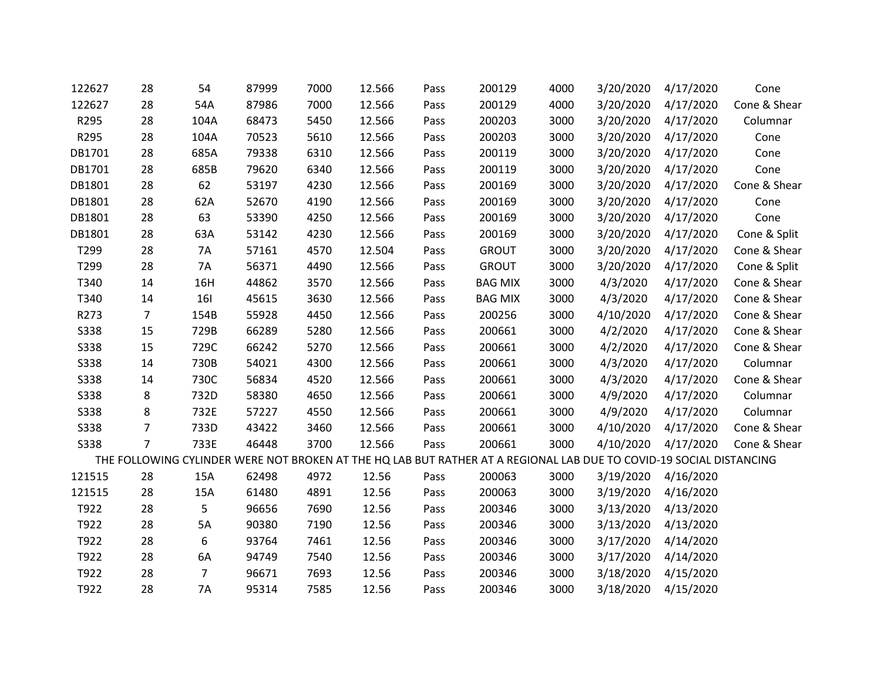| | | | | | | | | | | | |
|---|---|---|---|---|---|---|---|---|---|---|---|
| 122627 | 28 | 54 | 87999 | 7000 | 12.566 | Pass | 200129 | 4000 | 3/20/2020 | 4/17/2020 | Cone |
| 122627 | 28 | 54A | 87986 | 7000 | 12.566 | Pass | 200129 | 4000 | 3/20/2020 | 4/17/2020 | Cone & Shear |
| R295 | 28 | 104A | 68473 | 5450 | 12.566 | Pass | 200203 | 3000 | 3/20/2020 | 4/17/2020 | Columnar |
| R295 | 28 | 104A | 70523 | 5610 | 12.566 | Pass | 200203 | 3000 | 3/20/2020 | 4/17/2020 | Cone |
| DB1701 | 28 | 685A | 79338 | 6310 | 12.566 | Pass | 200119 | 3000 | 3/20/2020 | 4/17/2020 | Cone |
| DB1701 | 28 | 685B | 79620 | 6340 | 12.566 | Pass | 200119 | 3000 | 3/20/2020 | 4/17/2020 | Cone |
| DB1801 | 28 | 62 | 53197 | 4230 | 12.566 | Pass | 200169 | 3000 | 3/20/2020 | 4/17/2020 | Cone & Shear |
| DB1801 | 28 | 62A | 52670 | 4190 | 12.566 | Pass | 200169 | 3000 | 3/20/2020 | 4/17/2020 | Cone |
| DB1801 | 28 | 63 | 53390 | 4250 | 12.566 | Pass | 200169 | 3000 | 3/20/2020 | 4/17/2020 | Cone |
| DB1801 | 28 | 63A | 53142 | 4230 | 12.566 | Pass | 200169 | 3000 | 3/20/2020 | 4/17/2020 | Cone & Split |
| T299 | 28 | 7A | 57161 | 4570 | 12.504 | Pass | GROUT | 3000 | 3/20/2020 | 4/17/2020 | Cone & Shear |
| T299 | 28 | 7A | 56371 | 4490 | 12.566 | Pass | GROUT | 3000 | 3/20/2020 | 4/17/2020 | Cone & Split |
| T340 | 14 | 16H | 44862 | 3570 | 12.566 | Pass | BAG MIX | 3000 | 4/3/2020 | 4/17/2020 | Cone & Shear |
| T340 | 14 | 16I | 45615 | 3630 | 12.566 | Pass | BAG MIX | 3000 | 4/3/2020 | 4/17/2020 | Cone & Shear |
| R273 | 7 | 154B | 55928 | 4450 | 12.566 | Pass | 200256 | 3000 | 4/10/2020 | 4/17/2020 | Cone & Shear |
| S338 | 15 | 729B | 66289 | 5280 | 12.566 | Pass | 200661 | 3000 | 4/2/2020 | 4/17/2020 | Cone & Shear |
| S338 | 15 | 729C | 66242 | 5270 | 12.566 | Pass | 200661 | 3000 | 4/2/2020 | 4/17/2020 | Cone & Shear |
| S338 | 14 | 730B | 54021 | 4300 | 12.566 | Pass | 200661 | 3000 | 4/3/2020 | 4/17/2020 | Columnar |
| S338 | 14 | 730C | 56834 | 4520 | 12.566 | Pass | 200661 | 3000 | 4/3/2020 | 4/17/2020 | Cone & Shear |
| S338 | 8 | 732D | 58380 | 4650 | 12.566 | Pass | 200661 | 3000 | 4/9/2020 | 4/17/2020 | Columnar |
| S338 | 8 | 732E | 57227 | 4550 | 12.566 | Pass | 200661 | 3000 | 4/9/2020 | 4/17/2020 | Columnar |
| S338 | 7 | 733D | 43422 | 3460 | 12.566 | Pass | 200661 | 3000 | 4/10/2020 | 4/17/2020 | Cone & Shear |
| S338 | 7 | 733E | 46448 | 3700 | 12.566 | Pass | 200661 | 3000 | 4/10/2020 | 4/17/2020 | Cone & Shear |
| THE FOLLOWING CYLINDER WERE NOT BROKEN AT THE HQ LAB BUT RATHER AT A REGIONAL LAB DUE TO COVID-19 SOCIAL DISTANCING | | | | | | | | | | | |
| 121515 | 28 | 15A | 62498 | 4972 | 12.56 | Pass | 200063 | 3000 | 3/19/2020 | 4/16/2020 | |
| 121515 | 28 | 15A | 61480 | 4891 | 12.56 | Pass | 200063 | 3000 | 3/19/2020 | 4/16/2020 | |
| T922 | 28 | 5 | 96656 | 7690 | 12.56 | Pass | 200346 | 3000 | 3/13/2020 | 4/13/2020 | |
| T922 | 28 | 5A | 90380 | 7190 | 12.56 | Pass | 200346 | 3000 | 3/13/2020 | 4/13/2020 | |
| T922 | 28 | 6 | 93764 | 7461 | 12.56 | Pass | 200346 | 3000 | 3/17/2020 | 4/14/2020 | |
| T922 | 28 | 6A | 94749 | 7540 | 12.56 | Pass | 200346 | 3000 | 3/17/2020 | 4/14/2020 | |
| T922 | 28 | 7 | 96671 | 7693 | 12.56 | Pass | 200346 | 3000 | 3/18/2020 | 4/15/2020 | |
| T922 | 28 | 7A | 95314 | 7585 | 12.56 | Pass | 200346 | 3000 | 3/18/2020 | 4/15/2020 | |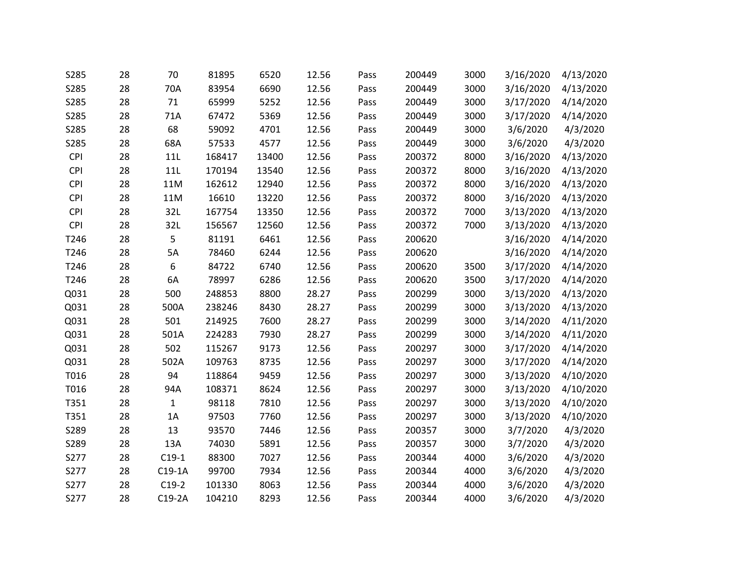| | | | | | | | | | | |
|---|---|---|---|---|---|---|---|---|---|---|
| S285 | 28 | 70 | 81895 | 6520 | 12.56 | Pass | 200449 | 3000 | 3/16/2020 | 4/13/2020 |
| S285 | 28 | 70A | 83954 | 6690 | 12.56 | Pass | 200449 | 3000 | 3/16/2020 | 4/13/2020 |
| S285 | 28 | 71 | 65999 | 5252 | 12.56 | Pass | 200449 | 3000 | 3/17/2020 | 4/14/2020 |
| S285 | 28 | 71A | 67472 | 5369 | 12.56 | Pass | 200449 | 3000 | 3/17/2020 | 4/14/2020 |
| S285 | 28 | 68 | 59092 | 4701 | 12.56 | Pass | 200449 | 3000 | 3/6/2020 | 4/3/2020 |
| S285 | 28 | 68A | 57533 | 4577 | 12.56 | Pass | 200449 | 3000 | 3/6/2020 | 4/3/2020 |
| CPI | 28 | 11L | 168417 | 13400 | 12.56 | Pass | 200372 | 8000 | 3/16/2020 | 4/13/2020 |
| CPI | 28 | 11L | 170194 | 13540 | 12.56 | Pass | 200372 | 8000 | 3/16/2020 | 4/13/2020 |
| CPI | 28 | 11M | 162612 | 12940 | 12.56 | Pass | 200372 | 8000 | 3/16/2020 | 4/13/2020 |
| CPI | 28 | 11M | 16610 | 13220 | 12.56 | Pass | 200372 | 8000 | 3/16/2020 | 4/13/2020 |
| CPI | 28 | 32L | 167754 | 13350 | 12.56 | Pass | 200372 | 7000 | 3/13/2020 | 4/13/2020 |
| CPI | 28 | 32L | 156567 | 12560 | 12.56 | Pass | 200372 | 7000 | 3/13/2020 | 4/13/2020 |
| T246 | 28 | 5 | 81191 | 6461 | 12.56 | Pass | 200620 | | 3/16/2020 | 4/14/2020 |
| T246 | 28 | 5A | 78460 | 6244 | 12.56 | Pass | 200620 | | 3/16/2020 | 4/14/2020 |
| T246 | 28 | 6 | 84722 | 6740 | 12.56 | Pass | 200620 | 3500 | 3/17/2020 | 4/14/2020 |
| T246 | 28 | 6A | 78997 | 6286 | 12.56 | Pass | 200620 | 3500 | 3/17/2020 | 4/14/2020 |
| Q031 | 28 | 500 | 248853 | 8800 | 28.27 | Pass | 200299 | 3000 | 3/13/2020 | 4/13/2020 |
| Q031 | 28 | 500A | 238246 | 8430 | 28.27 | Pass | 200299 | 3000 | 3/13/2020 | 4/13/2020 |
| Q031 | 28 | 501 | 214925 | 7600 | 28.27 | Pass | 200299 | 3000 | 3/14/2020 | 4/11/2020 |
| Q031 | 28 | 501A | 224283 | 7930 | 28.27 | Pass | 200299 | 3000 | 3/14/2020 | 4/11/2020 |
| Q031 | 28 | 502 | 115267 | 9173 | 12.56 | Pass | 200297 | 3000 | 3/17/2020 | 4/14/2020 |
| Q031 | 28 | 502A | 109763 | 8735 | 12.56 | Pass | 200297 | 3000 | 3/17/2020 | 4/14/2020 |
| T016 | 28 | 94 | 118864 | 9459 | 12.56 | Pass | 200297 | 3000 | 3/13/2020 | 4/10/2020 |
| T016 | 28 | 94A | 108371 | 8624 | 12.56 | Pass | 200297 | 3000 | 3/13/2020 | 4/10/2020 |
| T351 | 28 | 1 | 98118 | 7810 | 12.56 | Pass | 200297 | 3000 | 3/13/2020 | 4/10/2020 |
| T351 | 28 | 1A | 97503 | 7760 | 12.56 | Pass | 200297 | 3000 | 3/13/2020 | 4/10/2020 |
| S289 | 28 | 13 | 93570 | 7446 | 12.56 | Pass | 200357 | 3000 | 3/7/2020 | 4/3/2020 |
| S289 | 28 | 13A | 74030 | 5891 | 12.56 | Pass | 200357 | 3000 | 3/7/2020 | 4/3/2020 |
| S277 | 28 | C19-1 | 88300 | 7027 | 12.56 | Pass | 200344 | 4000 | 3/6/2020 | 4/3/2020 |
| S277 | 28 | C19-1A | 99700 | 7934 | 12.56 | Pass | 200344 | 4000 | 3/6/2020 | 4/3/2020 |
| S277 | 28 | C19-2 | 101330 | 8063 | 12.56 | Pass | 200344 | 4000 | 3/6/2020 | 4/3/2020 |
| S277 | 28 | C19-2A | 104210 | 8293 | 12.56 | Pass | 200344 | 4000 | 3/6/2020 | 4/3/2020 |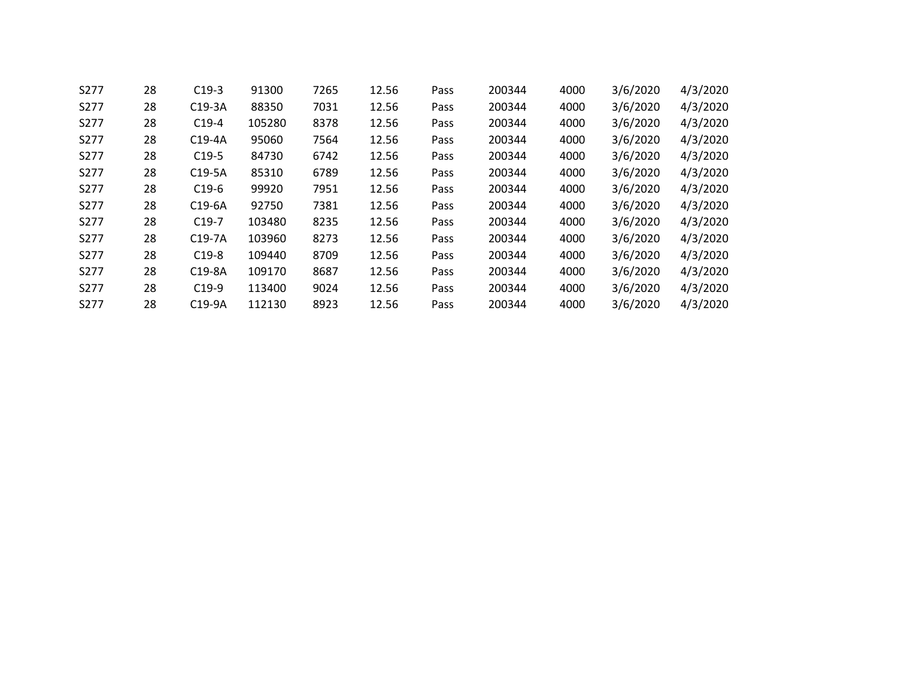| | | | | | | | | | | |
|---|---|---|---|---|---|---|---|---|---|---|
| S277 | 28 | C19-3 | 91300 | 7265 | 12.56 | Pass | 200344 | 4000 | 3/6/2020 | 4/3/2020 |
| S277 | 28 | C19-3A | 88350 | 7031 | 12.56 | Pass | 200344 | 4000 | 3/6/2020 | 4/3/2020 |
| S277 | 28 | C19-4 | 105280 | 8378 | 12.56 | Pass | 200344 | 4000 | 3/6/2020 | 4/3/2020 |
| S277 | 28 | C19-4A | 95060 | 7564 | 12.56 | Pass | 200344 | 4000 | 3/6/2020 | 4/3/2020 |
| S277 | 28 | C19-5 | 84730 | 6742 | 12.56 | Pass | 200344 | 4000 | 3/6/2020 | 4/3/2020 |
| S277 | 28 | C19-5A | 85310 | 6789 | 12.56 | Pass | 200344 | 4000 | 3/6/2020 | 4/3/2020 |
| S277 | 28 | C19-6 | 99920 | 7951 | 12.56 | Pass | 200344 | 4000 | 3/6/2020 | 4/3/2020 |
| S277 | 28 | C19-6A | 92750 | 7381 | 12.56 | Pass | 200344 | 4000 | 3/6/2020 | 4/3/2020 |
| S277 | 28 | C19-7 | 103480 | 8235 | 12.56 | Pass | 200344 | 4000 | 3/6/2020 | 4/3/2020 |
| S277 | 28 | C19-7A | 103960 | 8273 | 12.56 | Pass | 200344 | 4000 | 3/6/2020 | 4/3/2020 |
| S277 | 28 | C19-8 | 109440 | 8709 | 12.56 | Pass | 200344 | 4000 | 3/6/2020 | 4/3/2020 |
| S277 | 28 | C19-8A | 109170 | 8687 | 12.56 | Pass | 200344 | 4000 | 3/6/2020 | 4/3/2020 |
| S277 | 28 | C19-9 | 113400 | 9024 | 12.56 | Pass | 200344 | 4000 | 3/6/2020 | 4/3/2020 |
| S277 | 28 | C19-9A | 112130 | 8923 | 12.56 | Pass | 200344 | 4000 | 3/6/2020 | 4/3/2020 |